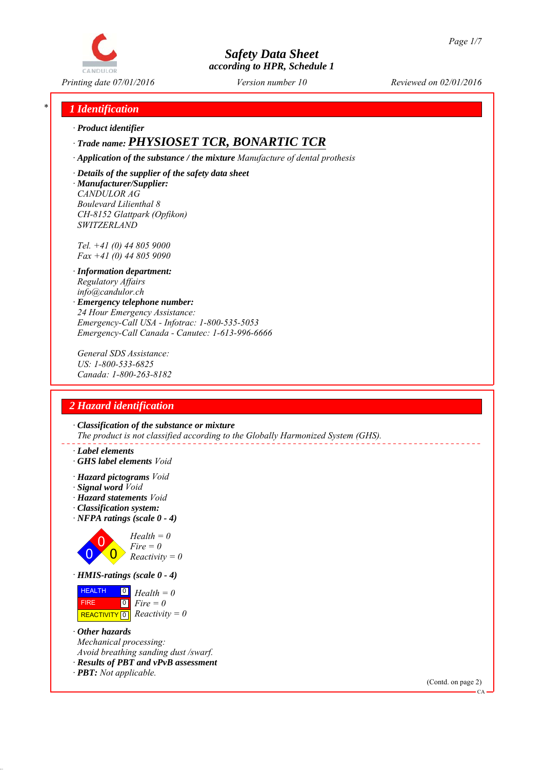# Safety Data Sheet

according to HPR, Schedule 1

Printing date 07/01/2016 | Version number 10 | Reviewed on 02/01/2016

## 1 Identification

· **Product identifier**

· **Trade name: PHYSIOSET TCR, BONARTIC TCR**

· **Application of the substance / the mixture** Manufacture of dental prothesis

· **Details of the supplier of the safety data sheet**

· **Manufacturer/Supplier:**
CANDULOR AG
Boulevard Lilienthal 8
CH-8152 Glattpark (Opfikon)
SWITZERLAND

Tel. +41 (0) 44 805 9000
Fax +41 (0) 44 805 9090

· **Information department:**
Regulatory Affairs
info@candulor.ch

· **Emergency telephone number:**
24 Hour Emergency Assistance:
Emergency-Call USA - Infotrac: 1-800-535-5053
Emergency-Call Canada - Canutec: 1-613-996-6666

General SDS Assistance:
US: 1-800-533-6825
Canada: 1-800-263-8182

## 2 Hazard identification

· **Classification of the substance or mixture**
The product is not classified according to the Globally Harmonized System (GHS).

· **Label elements**

· **GHS label elements** Void

· **Hazard pictograms** Void

· **Signal word** Void

· **Hazard statements** Void

· **Classification system:**

· **NFPA ratings (scale 0 - 4)**

Health = 0
Fire = 0
Reactivity = 0

· **HMIS-ratings (scale 0 - 4)**

| | | |
|---|---|---|
| HEALTH | 0 | Health = 0 |
| FIRE | 0 | Fire = 0 |
| REACTIVITY | 0 | Reactivity = 0 |

· **Other hazards**
Mechanical processing:
Avoid breathing sanding dust /swarf.

· **Results of PBT and vPvB assessment**

· **PBT:** Not applicable.

(Contd. on page 2)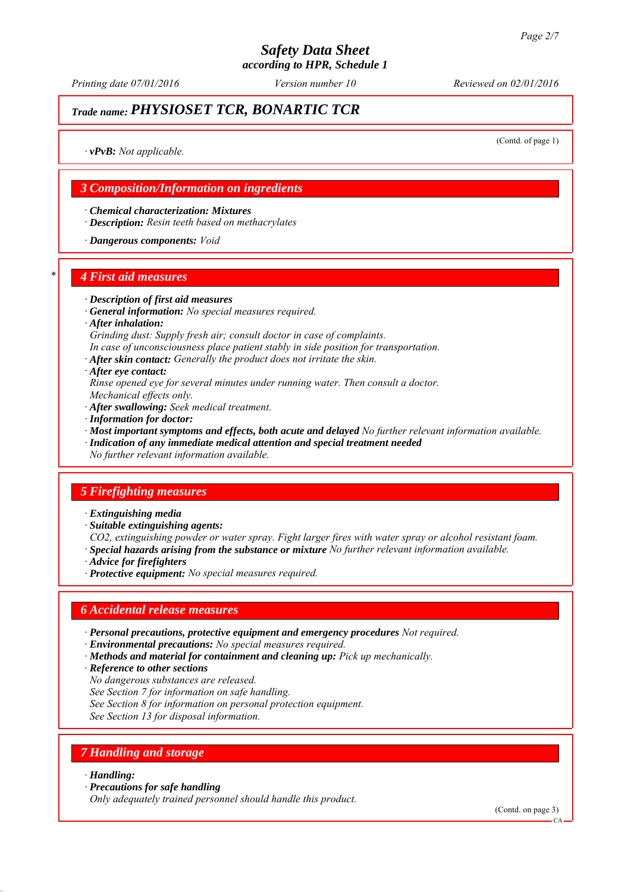## Trade name: PHYSIOSET TCR, BONARTIC TCR

(Contd. of page 1)

· **vPvB:** *Not applicable.*

## 3 Composition/Information on ingredients

· **Chemical characterization: Mixtures**
· **Description:** *Resin teeth based on methacrylates*

· **Dangerous components:** *Void*

## * 4 First aid measures

· **Description of first aid measures**
· **General information:** *No special measures required.*
· **After inhalation:**
*Grinding dust: Supply fresh air; consult doctor in case of complaints.*
*In case of unconsciousness place patient stably in side position for transportation.*
· **After skin contact:** *Generally the product does not irritate the skin.*
· **After eye contact:**
*Rinse opened eye for several minutes under running water. Then consult a doctor.*
*Mechanical effects only.*
· **After swallowing:** *Seek medical treatment.*
· **Information for doctor:**
· **Most important symptoms and effects, both acute and delayed** *No further relevant information available.*
· **Indication of any immediate medical attention and special treatment needed**
*No further relevant information available.*

## 5 Firefighting measures

· **Extinguishing media**
· **Suitable extinguishing agents:**
*CO2, extinguishing powder or water spray. Fight larger fires with water spray or alcohol resistant foam.*
· **Special hazards arising from the substance or mixture** *No further relevant information available.*
· **Advice for firefighters**
· **Protective equipment:** *No special measures required.*

## 6 Accidental release measures

· **Personal precautions, protective equipment and emergency procedures** *Not required.*
· **Environmental precautions:** *No special measures required.*
· **Methods and material for containment and cleaning up:** *Pick up mechanically.*
· **Reference to other sections**
*No dangerous substances are released.*
*See Section 7 for information on safe handling.*
*See Section 8 for information on personal protection equipment.*
*See Section 13 for disposal information.*

## 7 Handling and storage

· **Handling:**
· **Precautions for safe handling**
*Only adequately trained personnel should handle this product.*

(Contd. on page 3)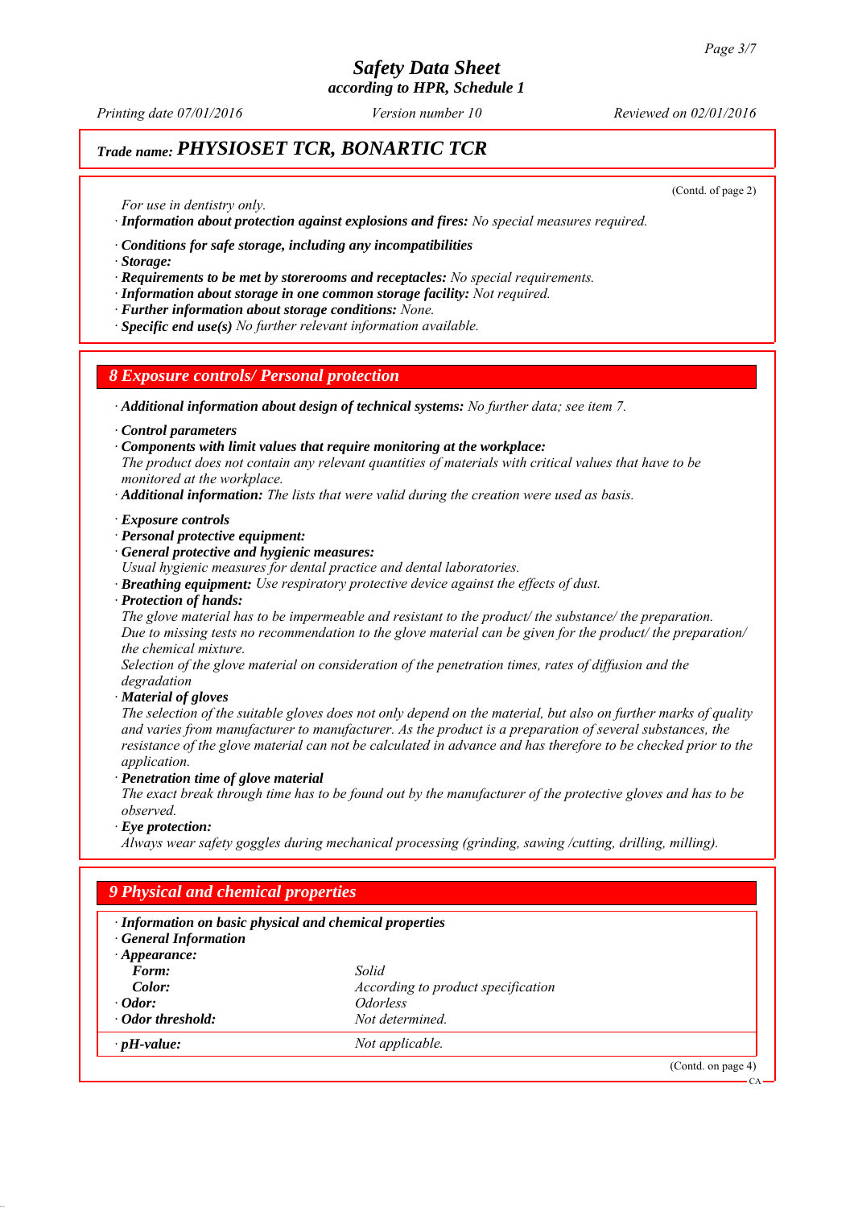(Contd. of page 2)

*For use in dentistry only.*

· **Information about protection against explosions and fires:** *No special measures required.*

· **Conditions for safe storage, including any incompatibilities**

· **Storage:**

· **Requirements to be met by storerooms and receptacles:** *No special requirements.*

· **Information about storage in one common storage facility:** *Not required.*

· **Further information about storage conditions:** *None.*

· **Specific end use(s)** *No further relevant information available.*

## 8 Exposure controls/ Personal protection

· **Additional information about design of technical systems:** *No further data; see item 7.*

· **Control parameters**

· **Components with limit values that require monitoring at the workplace:**
*The product does not contain any relevant quantities of materials with critical values that have to be monitored at the workplace.*

· **Additional information:** *The lists that were valid during the creation were used as basis.*

· **Exposure controls**

· **Personal protective equipment:**

· **General protective and hygienic measures:**
*Usual hygienic measures for dental practice and dental laboratories.*

· **Breathing equipment:** *Use respiratory protective device against the effects of dust.*

· **Protection of hands:**
*The glove material has to be impermeable and resistant to the product/ the substance/ the preparation.*
*Due to missing tests no recommendation to the glove material can be given for the product/ the preparation/ the chemical mixture.*
*Selection of the glove material on consideration of the penetration times, rates of diffusion and the degradation*

· **Material of gloves**
*The selection of the suitable gloves does not only depend on the material, but also on further marks of quality and varies from manufacturer to manufacturer. As the product is a preparation of several substances, the resistance of the glove material can not be calculated in advance and has therefore to be checked prior to the application.*

· **Penetration time of glove material**
*The exact break through time has to be found out by the manufacturer of the protective gloves and has to be observed.*

· **Eye protection:**
*Always wear safety goggles during mechanical processing (grinding, sawing /cutting, drilling, milling).*

## 9 Physical and chemical properties

· **Information on basic physical and chemical properties**

· **General Information**

| | |
|---|---|
| · **Appearance:** | |
| **Form:** | *Solid* |
| **Color:** | *According to product specification* |
| · **Odor:** | *Odorless* |
| · **Odor threshold:** | *Not determined.* |
| · **pH-value:** | *Not applicable.* |

(Contd. on page 4)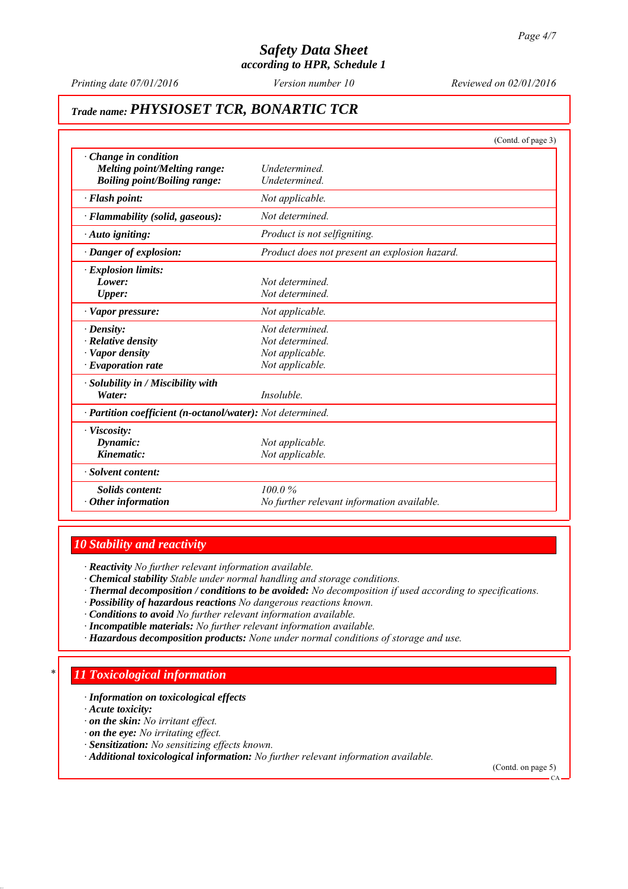## Trade name: PHYSIOSET TCR, BONARTIC TCR

(Contd. of page 3)

| | |
|---|---|
| · **Change in condition** | |
| **Melting point/Melting range:** | Undetermined. |
| **Boiling point/Boiling range:** | Undetermined. |
| · **Flash point:** | Not applicable. |
| · **Flammability (solid, gaseous):** | Not determined. |
| · **Auto igniting:** | Product is not selfigniting. |
| · **Danger of explosion:** | Product does not present an explosion hazard. |
| · **Explosion limits:** | |
| **Lower:** | Not determined. |
| **Upper:** | Not determined. |
| · **Vapor pressure:** | Not applicable. |
| · **Density:** | Not determined. |
| · **Relative density** | Not determined. |
| · **Vapor density** | Not applicable. |
| · **Evaporation rate** | Not applicable. |
| · **Solubility in / Miscibility with** | |
| **Water:** | Insoluble. |
| · **Partition coefficient (n-octanol/water):** | Not determined. |
| · **Viscosity:** | |
| **Dynamic:** | Not applicable. |
| **Kinematic:** | Not applicable. |
| · **Solvent content:** | |
| **Solids content:** | 100.0 % |
| · **Other information** | No further relevant information available. |

## 10 Stability and reactivity

· **Reactivity** No further relevant information available.
· **Chemical stability** Stable under normal handling and storage conditions.
· **Thermal decomposition / conditions to be avoided:** No decomposition if used according to specifications.
· **Possibility of hazardous reactions** No dangerous reactions known.
· **Conditions to avoid** No further relevant information available.
· **Incompatible materials:** No further relevant information available.
· **Hazardous decomposition products:** None under normal conditions of storage and use.

## * 11 Toxicological information

· **Information on toxicological effects**
· **Acute toxicity:**
· **on the skin:** No irritant effect.
· **on the eye:** No irritating effect.
· **Sensitization:** No sensitizing effects known.
· **Additional toxicological information:** No further relevant information available.

(Contd. on page 5)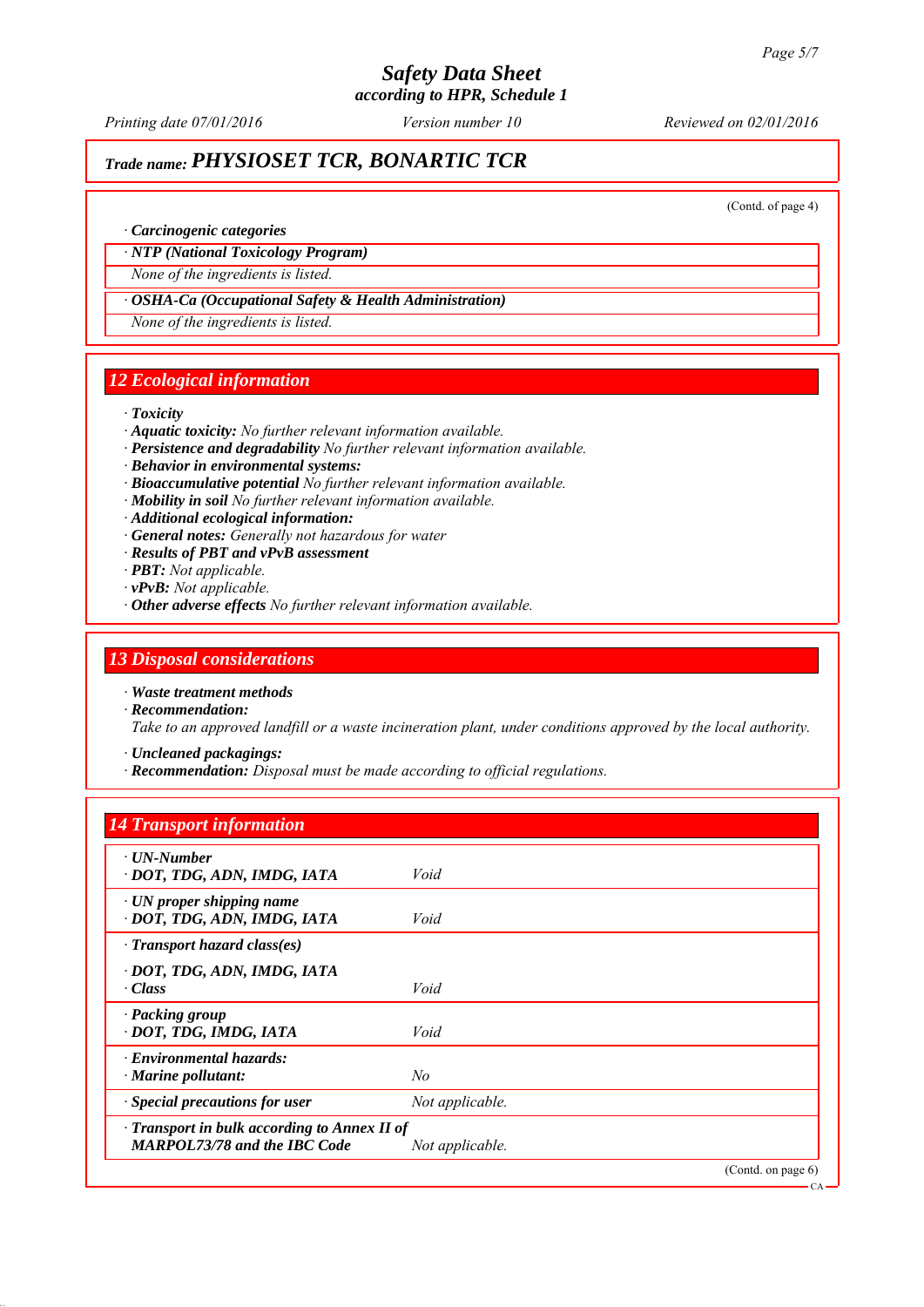*Trade name:* ***PHYSIOSET TCR, BONARTIC TCR***

(Contd. of page 4)

· ***Carcinogenic categories***

· ***NTP (National Toxicology Program)***

*None of the ingredients is listed.*

· ***OSHA-Ca (Occupational Safety & Health Administration)***

*None of the ingredients is listed.*

## 12 Ecological information

· ***Toxicity***
· ***Aquatic toxicity:*** *No further relevant information available.*
· ***Persistence and degradability*** *No further relevant information available.*
· ***Behavior in environmental systems:***
· ***Bioaccumulative potential*** *No further relevant information available.*
· ***Mobility in soil*** *No further relevant information available.*
· ***Additional ecological information:***
· ***General notes:*** *Generally not hazardous for water*
· ***Results of PBT and vPvB assessment***
· ***PBT:*** *Not applicable.*
· ***vPvB:*** *Not applicable.*
· ***Other adverse effects*** *No further relevant information available.*

## 13 Disposal considerations

· ***Waste treatment methods***
· ***Recommendation:***
*Take to an approved landfill or a waste incineration plant, under conditions approved by the local authority.*

· ***Uncleaned packagings:***
· ***Recommendation:*** *Disposal must be made according to official regulations.*

## 14 Transport information

| | |
|---|---|
| · ***UN-Number*** · ***DOT, TDG, ADN, IMDG, IATA*** | *Void* |
| · ***UN proper shipping name*** · ***DOT, TDG, ADN, IMDG, IATA*** | *Void* |
| · ***Transport hazard class(es)*** · ***DOT, TDG, ADN, IMDG, IATA*** · ***Class*** | *Void* |
| · ***Packing group*** · ***DOT, TDG, IMDG, IATA*** | *Void* |
| · ***Environmental hazards:*** · ***Marine pollutant:*** | *No* |
| · ***Special precautions for user*** | *Not applicable.* |
| · ***Transport in bulk according to Annex II of MARPOL73/78 and the IBC Code*** | *Not applicable.* |

(Contd. on page 6)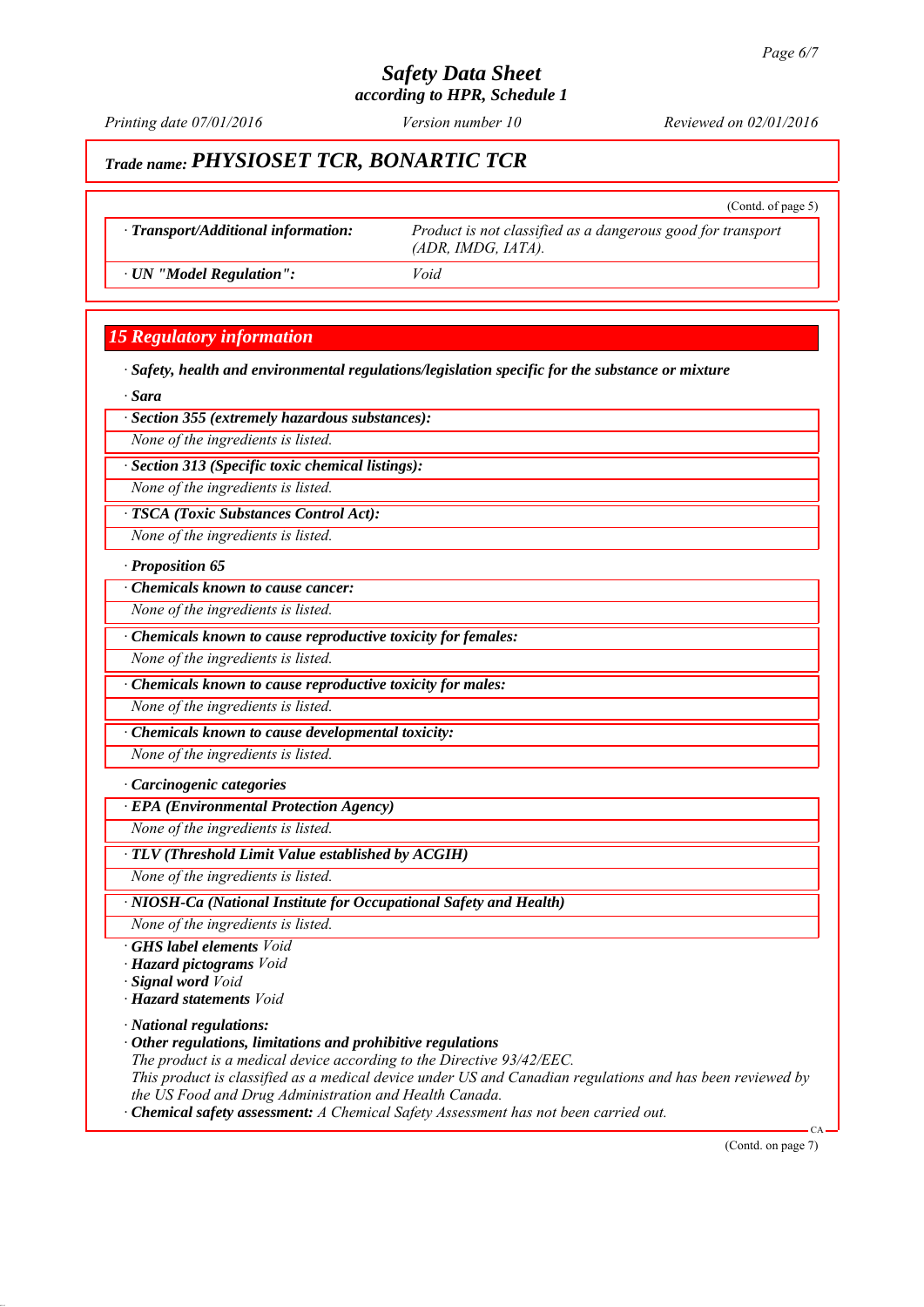# Safety Data Sheet
according to HPR, Schedule 1

Printing date 07/01/2016 | Version number 10 | Reviewed on 02/01/2016

## Trade name: *PHYSIOSET TCR, BONARTIC TCR*

(Contd. of page 5)

| · **Transport/Additional information:** | *Product is not classified as a dangerous good for transport (ADR, IMDG, IATA).* |
|---|---|
| · **UN "Model Regulation":** | *Void* |

## 15 Regulatory information

· **Safety, health and environmental regulations/legislation specific for the substance or mixture**

· **Sara**

· **Section 355 (extremely hazardous substances):**

*None of the ingredients is listed.*

· **Section 313 (Specific toxic chemical listings):**

*None of the ingredients is listed.*

· **TSCA (Toxic Substances Control Act):**

*None of the ingredients is listed.*

· **Proposition 65**

· **Chemicals known to cause cancer:**

*None of the ingredients is listed.*

· **Chemicals known to cause reproductive toxicity for females:**

*None of the ingredients is listed.*

· **Chemicals known to cause reproductive toxicity for males:**

*None of the ingredients is listed.*

· **Chemicals known to cause developmental toxicity:**

*None of the ingredients is listed.*

· **Carcinogenic categories**

· **EPA (Environmental Protection Agency)**

*None of the ingredients is listed.*

· **TLV (Threshold Limit Value established by ACGIH)**

*None of the ingredients is listed.*

· **NIOSH-Ca (National Institute for Occupational Safety and Health)**

*None of the ingredients is listed.*

· **GHS label elements** *Void*
· **Hazard pictograms** *Void*
· **Signal word** *Void*
· **Hazard statements** *Void*

· **National regulations:**
· **Other regulations, limitations and prohibitive regulations**
*The product is a medical device according to the Directive 93/42/EEC.*
*This product is classified as a medical device under US and Canadian regulations and has been reviewed by the US Food and Drug Administration and Health Canada.*
· **Chemical safety assessment:** *A Chemical Safety Assessment has not been carried out.*

(Contd. on page 7)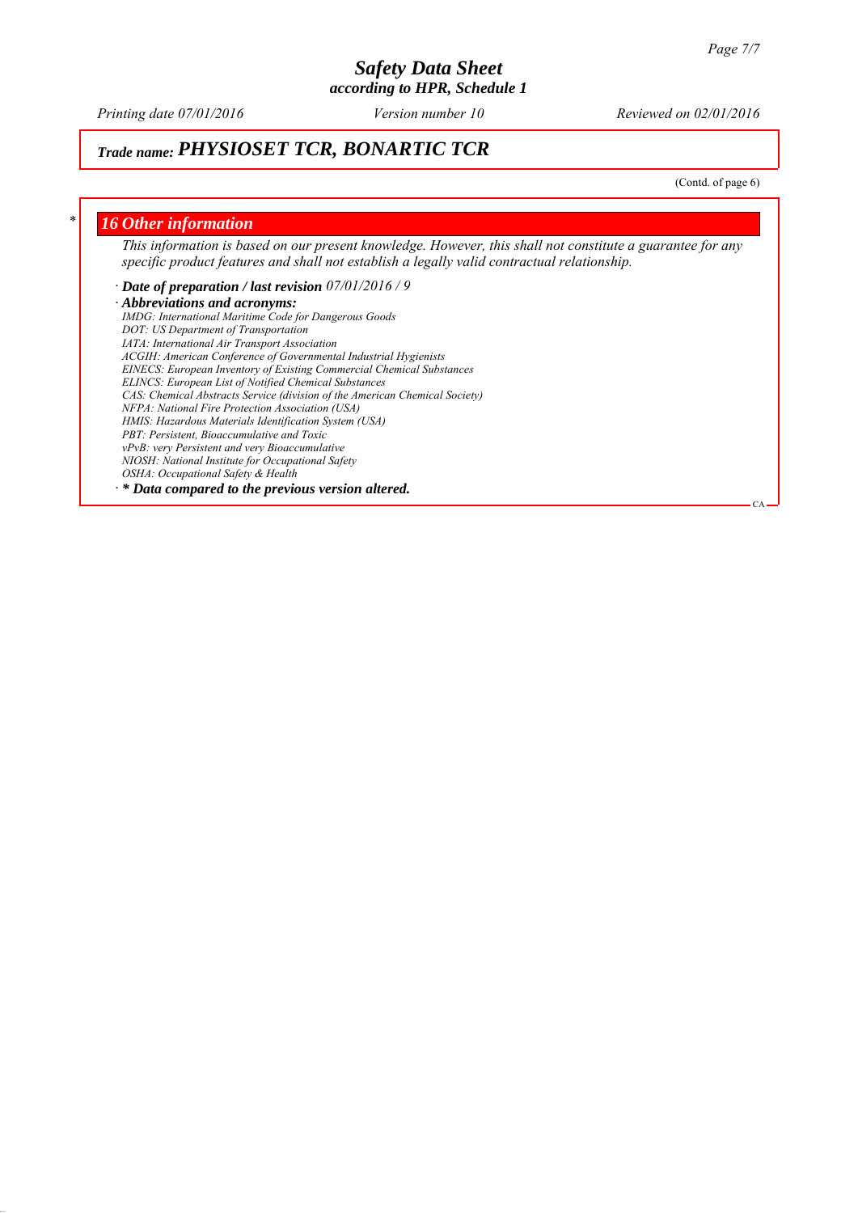*Safety Data Sheet*
*according to HPR, Schedule 1*

*Printing date 07/01/2016* *Version number 10* *Reviewed on 02/01/2016*

## *Trade name: PHYSIOSET TCR, BONARTIC TCR*

(Contd. of page 6)

## *16 Other information*

*This information is based on our present knowledge. However, this shall not constitute a guarantee for any specific product features and shall not establish a legally valid contractual relationship.*

· ***Date of preparation / last revision*** *07/01/2016 / 9*

· ***Abbreviations and acronyms:***

*IMDG: International Maritime Code for Dangerous Goods*
*DOT: US Department of Transportation*
*IATA: International Air Transport Association*
*ACGIH: American Conference of Governmental Industrial Hygienists*
*EINECS: European Inventory of Existing Commercial Chemical Substances*
*ELINCS: European List of Notified Chemical Substances*
*CAS: Chemical Abstracts Service (division of the American Chemical Society)*
*NFPA: National Fire Protection Association (USA)*
*HMIS: Hazardous Materials Identification System (USA)*
*PBT: Persistent, Bioaccumulative and Toxic*
*vPvB: very Persistent and very Bioaccumulative*
*NIOSH: National Institute for Occupational Safety*
*OSHA: Occupational Safety & Health*

· ***\* Data compared to the previous version altered.***

CA